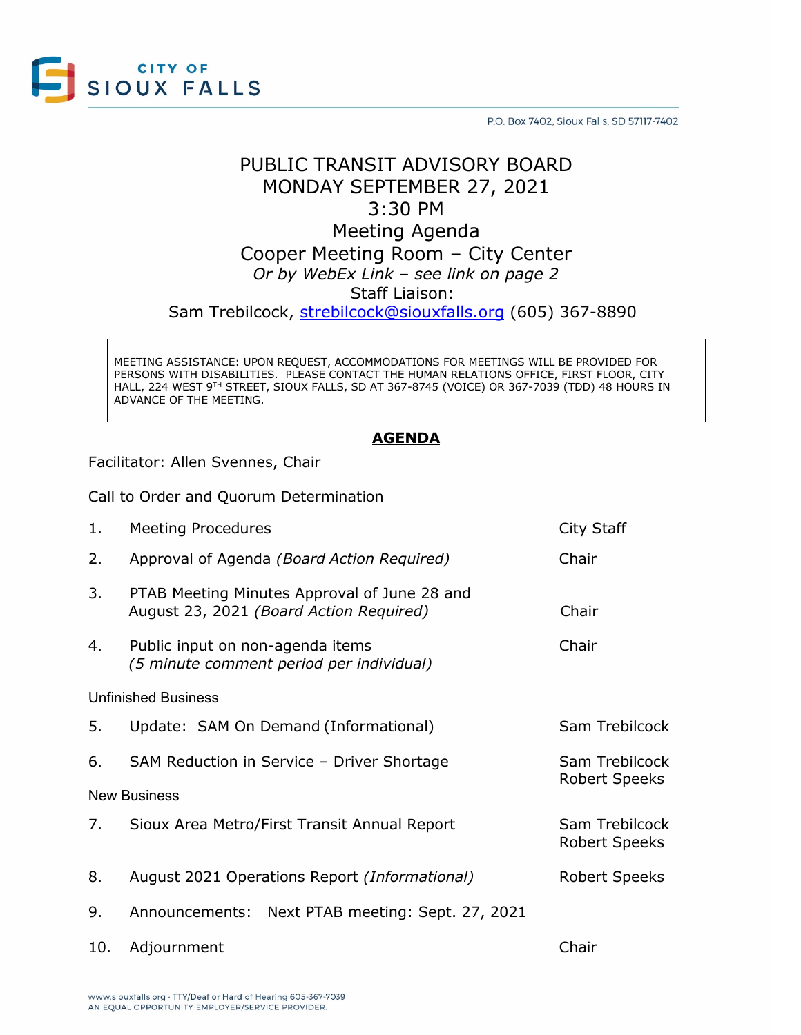CITY OF SIOUX FALLS

P.O. Box 7402, Sioux Falls, SD 57117-7402

# PUBLIC TRANSIT ADVISORY BOARD
## MONDAY SEPTEMBER 27, 2021
## 3:30 PM
## Meeting Agenda
## Cooper Meeting Room – City Center

*Or by WebEx Link – see link on page 2*

Staff Liaison:
Sam Trebilcock, strebilcock@siouxfalls.org (605) 367-8890

> MEETING ASSISTANCE: UPON REQUEST, ACCOMMODATIONS FOR MEETINGS WILL BE PROVIDED FOR PERSONS WITH DISABILITIES. PLEASE CONTACT THE HUMAN RELATIONS OFFICE, FIRST FLOOR, CITY HALL, 224 WEST 9TH STREET, SIOUX FALLS, SD AT 367-8745 (VOICE) OR 367-7039 (TDD) 48 HOURS IN ADVANCE OF THE MEETING.

## **AGENDA**

Facilitator: Allen Svennes, Chair

Call to Order and Quorum Determination

| | Item | Presenter |
|---|---|---|
| 1. | Meeting Procedures | City Staff |
| 2. | Approval of Agenda *(Board Action Required)* | Chair |
| 3. | PTAB Meeting Minutes Approval of June 28 and August 23, 2021 *(Board Action Required)* | Chair |
| 4. | Public input on non-agenda items *(5 minute comment period per individual)* | Chair |

Unfinished Business

| | Item | Presenter |
|---|---|---|
| 5. | Update: SAM On Demand (Informational) | Sam Trebilcock |
| 6. | SAM Reduction in Service – Driver Shortage | Sam Trebilcock, Robert Speeks |

New Business

| | Item | Presenter |
|---|---|---|
| 7. | Sioux Area Metro/First Transit Annual Report | Sam Trebilcock, Robert Speeks |
| 8. | August 2021 Operations Report *(Informational)* | Robert Speeks |
| 9. | Announcements: Next PTAB meeting: Sept. 27, 2021 | |
| 10. | Adjournment | Chair |

www.siouxfalls.org · TTY/Deaf or Hard of Hearing 605-367-7039
AN EQUAL OPPORTUNITY EMPLOYER/SERVICE PROVIDER.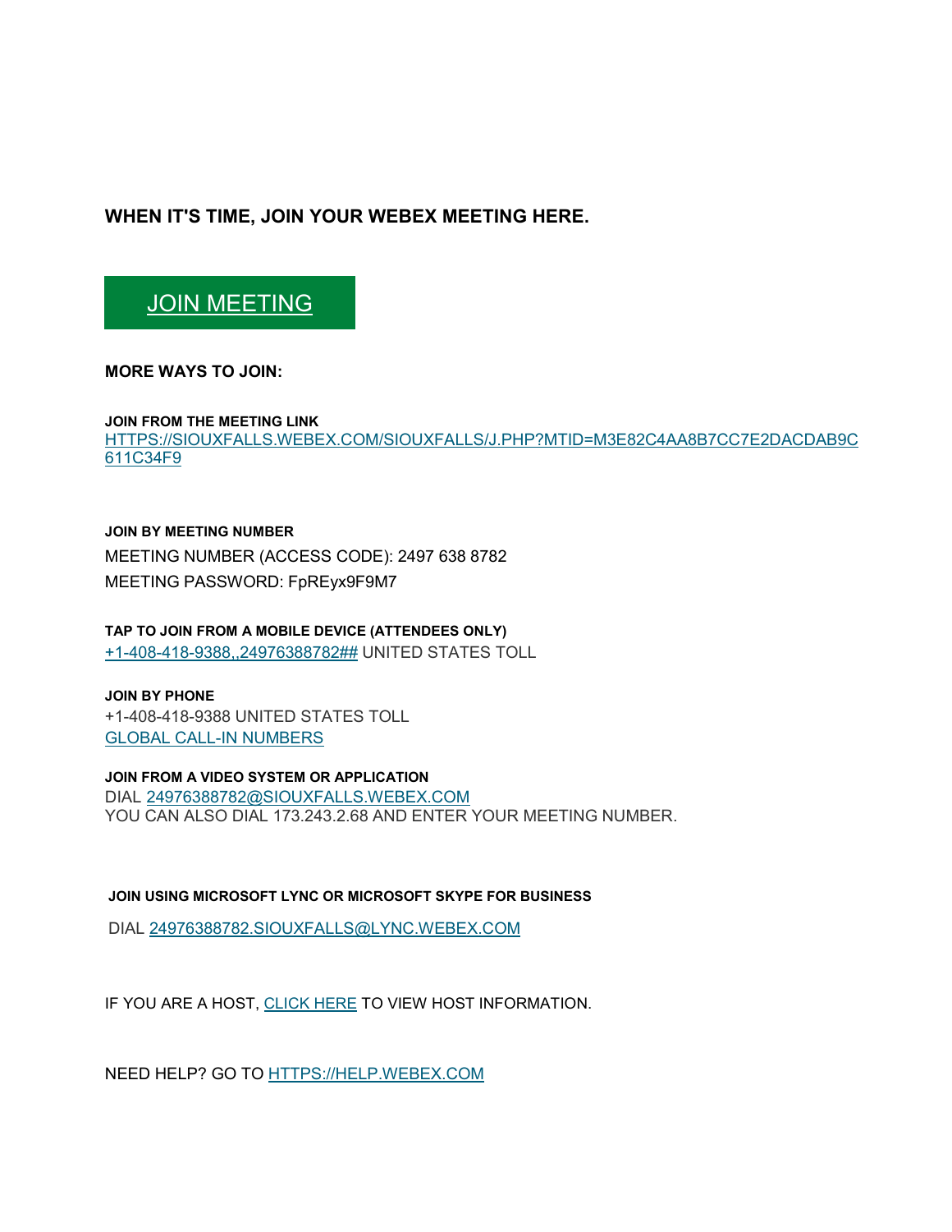**WHEN IT'S TIME, JOIN YOUR WEBEX MEETING HERE.**

JOIN MEETING

**MORE WAYS TO JOIN:**

**JOIN FROM THE MEETING LINK**
HTTPS://SIOUXFALLS.WEBEX.COM/SIOUXFALLS/J.PHP?MTID=M3E82C4AA8B7CC7E2DACDAB9C611C34F9

**JOIN BY MEETING NUMBER**
MEETING NUMBER (ACCESS CODE): 2497 638 8782
MEETING PASSWORD: FpREyx9F9M7

**TAP TO JOIN FROM A MOBILE DEVICE (ATTENDEES ONLY)**
+1-408-418-9388,,24976388782## UNITED STATES TOLL

**JOIN BY PHONE**
+1-408-418-9388 UNITED STATES TOLL
GLOBAL CALL-IN NUMBERS

**JOIN FROM A VIDEO SYSTEM OR APPLICATION**
DIAL 24976388782@SIOUXFALLS.WEBEX.COM
YOU CAN ALSO DIAL 173.243.2.68 AND ENTER YOUR MEETING NUMBER.

**JOIN USING MICROSOFT LYNC OR MICROSOFT SKYPE FOR BUSINESS**

DIAL 24976388782.SIOUXFALLS@LYNC.WEBEX.COM

IF YOU ARE A HOST, CLICK HERE TO VIEW HOST INFORMATION.

NEED HELP? GO TO HTTPS://HELP.WEBEX.COM